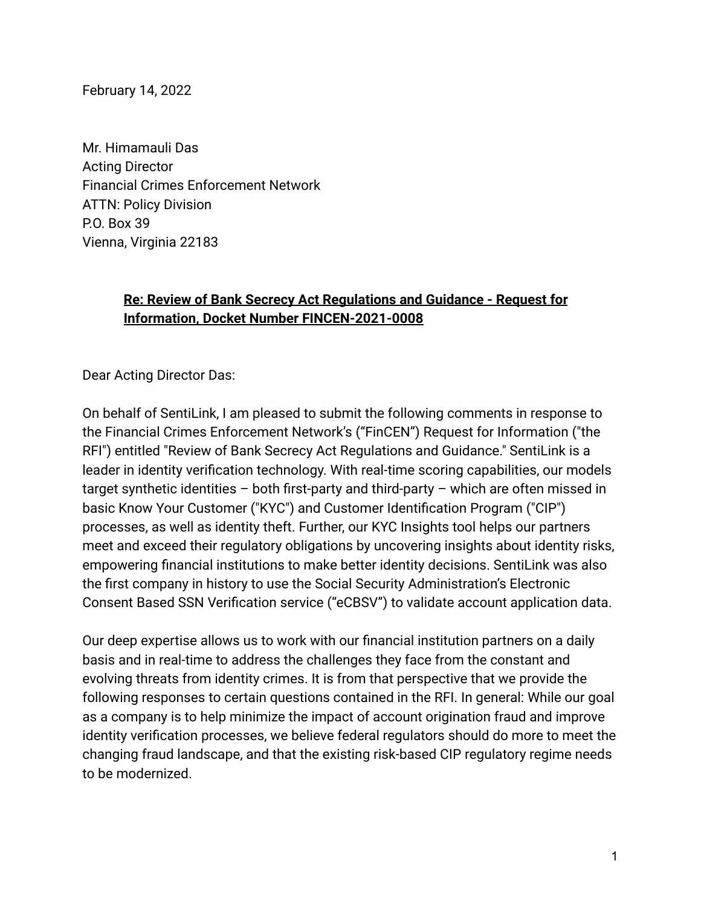February 14, 2022

Mr. Himamauli Das
Acting Director
Financial Crimes Enforcement Network
ATTN: Policy Division
P.O. Box 39
Vienna, Virginia 22183

**Re: Review of Bank Secrecy Act Regulations and Guidance - Request for Information, Docket Number FINCEN-2021-0008**

Dear Acting Director Das:

On behalf of SentiLink, I am pleased to submit the following comments in response to the Financial Crimes Enforcement Network's ("FinCEN") Request for Information ("the RFI") entitled "Review of Bank Secrecy Act Regulations and Guidance." SentiLink is a leader in identity verification technology. With real-time scoring capabilities, our models target synthetic identities – both first-party and third-party – which are often missed in basic Know Your Customer ("KYC") and Customer Identification Program ("CIP") processes, as well as identity theft. Further, our KYC Insights tool helps our partners meet and exceed their regulatory obligations by uncovering insights about identity risks, empowering financial institutions to make better identity decisions. SentiLink was also the first company in history to use the Social Security Administration's Electronic Consent Based SSN Verification service ("eCBSV") to validate account application data.

Our deep expertise allows us to work with our financial institution partners on a daily basis and in real-time to address the challenges they face from the constant and evolving threats from identity crimes. It is from that perspective that we provide the following responses to certain questions contained in the RFI. In general: While our goal as a company is to help minimize the impact of account origination fraud and improve identity verification processes, we believe federal regulators should do more to meet the changing fraud landscape, and that the existing risk-based CIP regulatory regime needs to be modernized.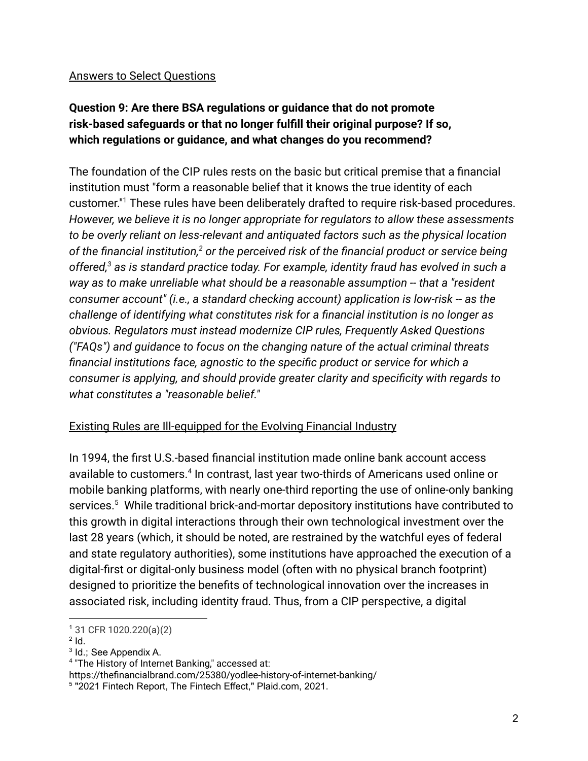<u>Answers to Select Questions</u>

**Question 9: Are there BSA regulations or guidance that do not promote risk-based safeguards or that no longer fulfill their original purpose? If so, which regulations or guidance, and what changes do you recommend?**

The foundation of the CIP rules rests on the basic but critical premise that a financial institution must "form a reasonable belief that it knows the true identity of each customer."[1] These rules have been deliberately drafted to require risk-based procedures. *However, we believe it is no longer appropriate for regulators to allow these assessments to be overly reliant on less-relevant and antiquated factors such as the physical location of the financial institution,[2] or the perceived risk of the financial product or service being offered,[3] as is standard practice today. For example, identity fraud has evolved in such a way as to make unreliable what should be a reasonable assumption -- that a "resident consumer account" (i.e., a standard checking account) application is low-risk -- as the challenge of identifying what constitutes risk for a financial institution is no longer as obvious. Regulators must instead modernize CIP rules, Frequently Asked Questions ("FAQs") and guidance to focus on the changing nature of the actual criminal threats financial institutions face, agnostic to the specific product or service for which a consumer is applying, and should provide greater clarity and specificity with regards to what constitutes a "reasonable belief."*

<u>Existing Rules are Ill-equipped for the Evolving Financial Industry</u>

In 1994, the first U.S.-based financial institution made online bank account access available to customers.[4] In contrast, last year two-thirds of Americans used online or mobile banking platforms, with nearly one-third reporting the use of online-only banking services.[5] While traditional brick-and-mortar depository institutions have contributed to this growth in digital interactions through their own technological investment over the last 28 years (which, it should be noted, are restrained by the watchful eyes of federal and state regulatory authorities), some institutions have approached the execution of a digital-first or digital-only business model (often with no physical branch footprint) designed to prioritize the benefits of technological innovation over the increases in associated risk, including identity fraud. Thus, from a CIP perspective, a digital

---

[1] 31 CFR 1020.220(a)(2)

[2] Id.

[3] Id.; See Appendix A.

[4] "The History of Internet Banking," accessed at: https://thefinancialbrand.com/25380/yodlee-history-of-internet-banking/

[5] "2021 Fintech Report, The Fintech Effect," Plaid.com, 2021.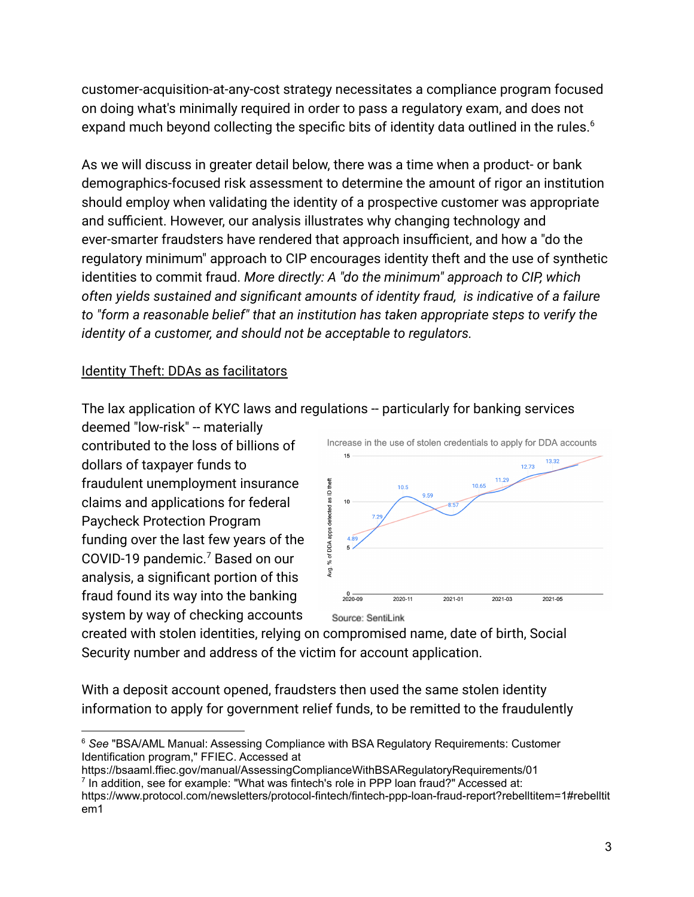customer-acquisition-at-any-cost strategy necessitates a compliance program focused on doing what's minimally required in order to pass a regulatory exam, and does not expand much beyond collecting the specific bits of identity data outlined in the rules.[6]

As we will discuss in greater detail below, there was a time when a product- or bank demographics-focused risk assessment to determine the amount of rigor an institution should employ when validating the identity of a prospective customer was appropriate and sufficient. However, our analysis illustrates why changing technology and ever-smarter fraudsters have rendered that approach insufficient, and how a "do the regulatory minimum" approach to CIP encourages identity theft and the use of synthetic identities to commit fraud. *More directly: A "do the minimum" approach to CIP, which often yields sustained and significant amounts of identity fraud, is indicative of a failure to "form a reasonable belief" that an institution has taken appropriate steps to verify the identity of a customer, and should not be acceptable to regulators.*

<u>Identity Theft: DDAs as facilitators</u>

The lax application of KYC laws and regulations -- particularly for banking services deemed "low-risk" -- materially contributed to the loss of billions of dollars of taxpayer funds to fraudulent unemployment insurance claims and applications for federal Paycheck Protection Program funding over the last few years of the COVID-19 pandemic.[7] Based on our analysis, a significant portion of this fraud found its way into the banking system by way of checking accounts created with stolen identities, relying on compromised name, date of birth, Social Security number and address of the victim for account application.

Increase in the use of stolen credentials to apply for DDA accounts

| Month | Avg. % of DDA apps detected as ID theft |
|---|---|
| 2020-09 | 4.89 |
| 2020-10 | 7.29 |
| 2020-11 | 10.5 |
| 2020-12 | 9.59 |
| 2021-01 | 8.57 |
| 2021-02 | 10.65 |
| 2021-03 | 11.29 |
| 2021-04 | 12.73 |
| 2021-05 | 13.32 |

Source: SentiLink

With a deposit account opened, fraudsters then used the same stolen identity information to apply for government relief funds, to be remitted to the fraudulently

[6] *See* "BSA/AML Manual: Assessing Compliance with BSA Regulatory Requirements: Customer Identification program," FFIEC. Accessed at https://bsaaml.ffiec.gov/manual/AssessingComplianceWithBSARegulatoryRequirements/01

[7] In addition, see for example: "What was fintech's role in PPP loan fraud?" Accessed at: https://www.protocol.com/newsletters/protocol-fintech/fintech-ppp-loan-fraud-report?rebelltitem=1#rebelltitem1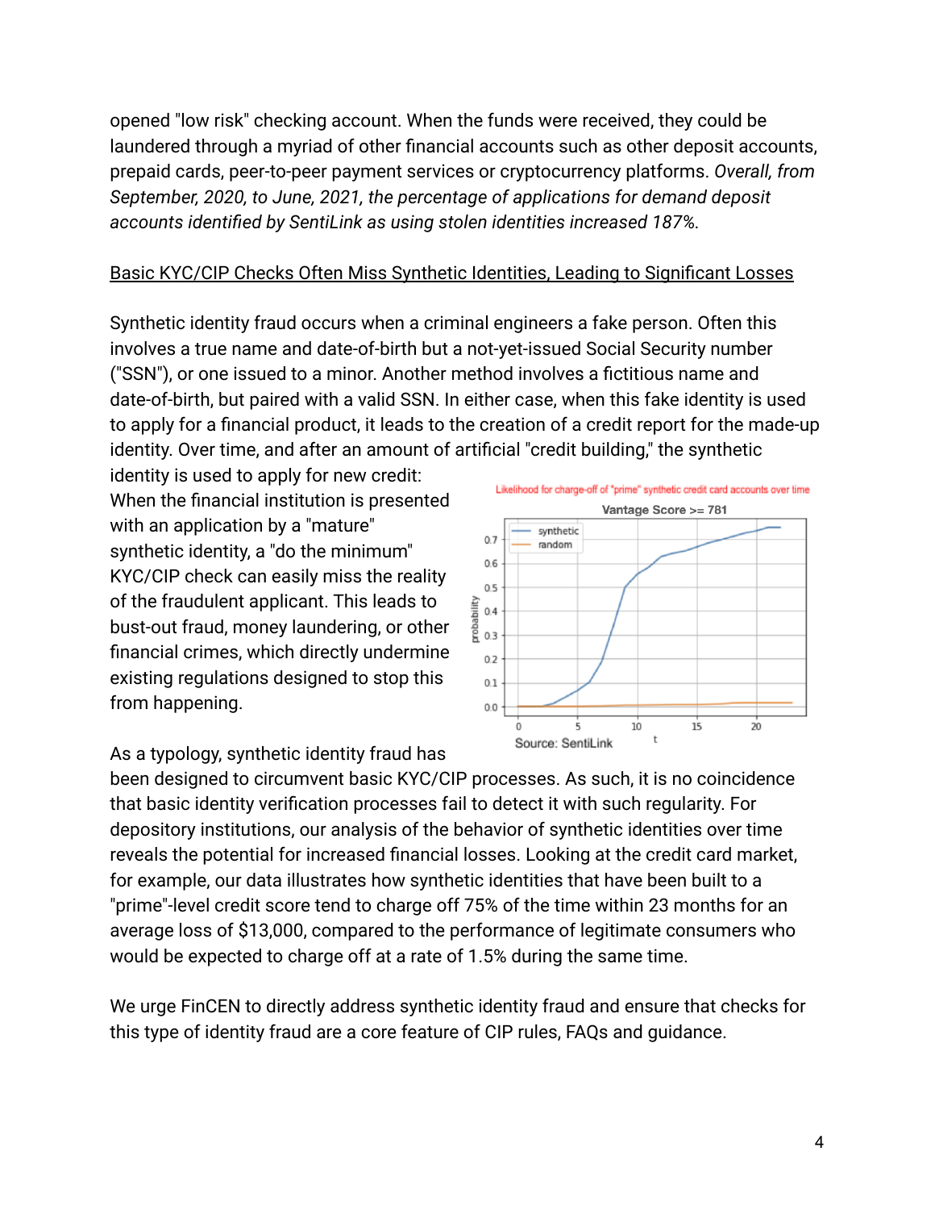opened "low risk" checking account. When the funds were received, they could be laundered through a myriad of other financial accounts such as other deposit accounts, prepaid cards, peer-to-peer payment services or cryptocurrency platforms. *Overall, from September, 2020, to June, 2021, the percentage of applications for demand deposit accounts identified by SentiLink as using stolen identities increased 187%.*

<u>Basic KYC/CIP Checks Often Miss Synthetic Identities, Leading to Significant Losses</u>

Synthetic identity fraud occurs when a criminal engineers a fake person. Often this involves a true name and date-of-birth but a not-yet-issued Social Security number ("SSN"), or one issued to a minor. Another method involves a fictitious name and date-of-birth, but paired with a valid SSN. In either case, when this fake identity is used to apply for a financial product, it leads to the creation of a credit report for the made-up identity. Over time, and after an amount of artificial "credit building," the synthetic identity is used to apply for new credit: When the financial institution is presented with an application by a "mature" synthetic identity, a "do the minimum" KYC/CIP check can easily miss the reality of the fraudulent applicant. This leads to bust-out fraud, money laundering, or other financial crimes, which directly undermine existing regulations designed to stop this from happening.

Likelihood for charge-off of "prime" synthetic credit card accounts over time

Source: SentiLink

As a typology, synthetic identity fraud has been designed to circumvent basic KYC/CIP processes. As such, it is no coincidence that basic identity verification processes fail to detect it with such regularity. For depository institutions, our analysis of the behavior of synthetic identities over time reveals the potential for increased financial losses. Looking at the credit card market, for example, our data illustrates how synthetic identities that have been built to a "prime"-level credit score tend to charge off 75% of the time within 23 months for an average loss of $13,000, compared to the performance of legitimate consumers who would be expected to charge off at a rate of 1.5% during the same time.

We urge FinCEN to directly address synthetic identity fraud and ensure that checks for this type of identity fraud are a core feature of CIP rules, FAQs and guidance.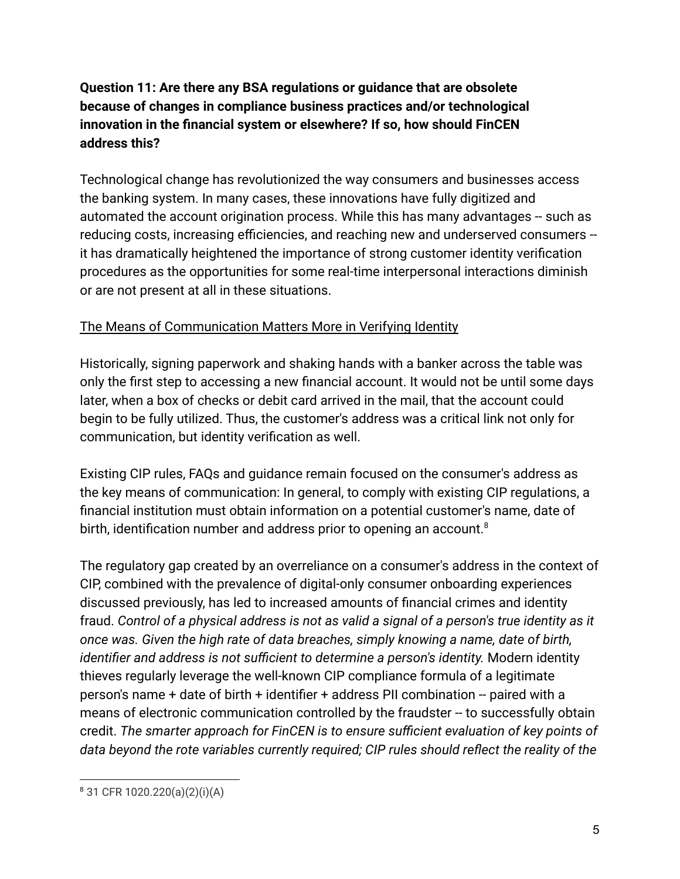**Question 11: Are there any BSA regulations or guidance that are obsolete because of changes in compliance business practices and/or technological innovation in the financial system or elsewhere? If so, how should FinCEN address this?**

Technological change has revolutionized the way consumers and businesses access the banking system. In many cases, these innovations have fully digitized and automated the account origination process. While this has many advantages -- such as reducing costs, increasing efficiencies, and reaching new and underserved consumers -- it has dramatically heightened the importance of strong customer identity verification procedures as the opportunities for some real-time interpersonal interactions diminish or are not present at all in these situations.

<u>The Means of Communication Matters More in Verifying Identity</u>

Historically, signing paperwork and shaking hands with a banker across the table was only the first step to accessing a new financial account. It would not be until some days later, when a box of checks or debit card arrived in the mail, that the account could begin to be fully utilized. Thus, the customer's address was a critical link not only for communication, but identity verification as well.

Existing CIP rules, FAQs and guidance remain focused on the consumer's address as the key means of communication: In general, to comply with existing CIP regulations, a financial institution must obtain information on a potential customer's name, date of birth, identification number and address prior to opening an account.[8]

The regulatory gap created by an overreliance on a consumer's address in the context of CIP, combined with the prevalence of digital-only consumer onboarding experiences discussed previously, has led to increased amounts of financial crimes and identity fraud. *Control of a physical address is not as valid a signal of a person's true identity as it once was. Given the high rate of data breaches, simply knowing a name, date of birth, identifier and address is not sufficient to determine a person's identity.* Modern identity thieves regularly leverage the well-known CIP compliance formula of a legitimate person's name + date of birth + identifier + address PII combination -- paired with a means of electronic communication controlled by the fraudster -- to successfully obtain credit. *The smarter approach for FinCEN is to ensure sufficient evaluation of key points of data beyond the rote variables currently required; CIP rules should reflect the reality of the*

---

[8] 31 CFR 1020.220(a)(2)(i)(A)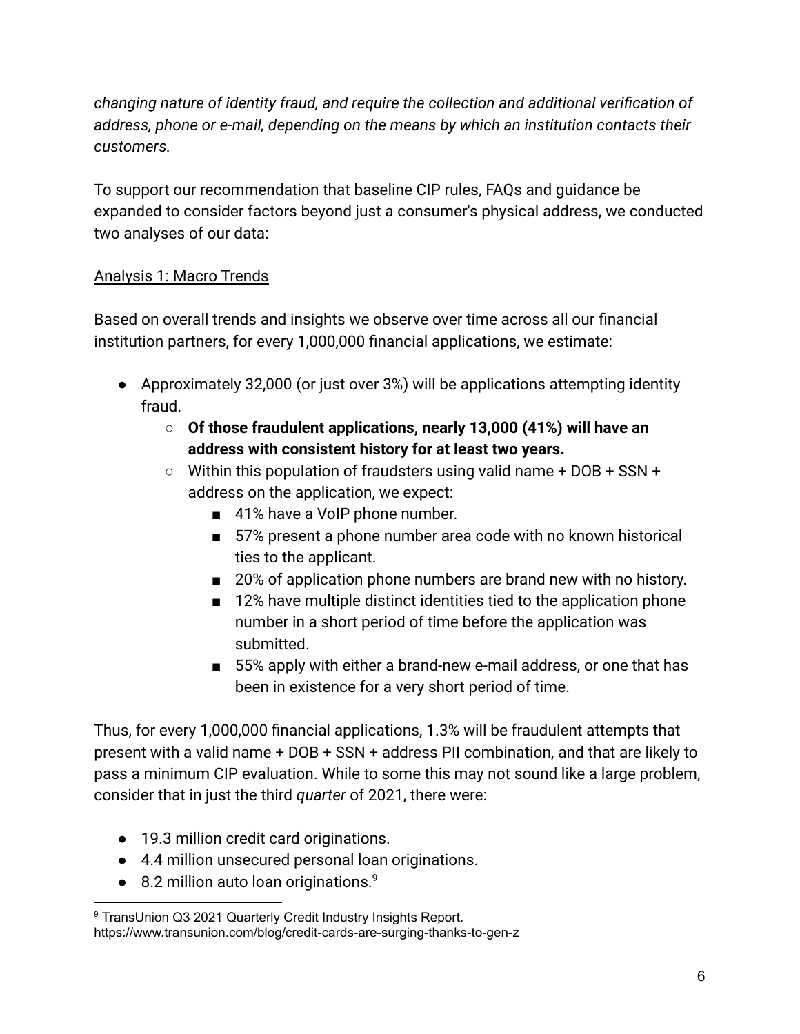*changing nature of identity fraud, and require the collection and additional verification of address, phone or e-mail, depending on the means by which an institution contacts their customers*.

To support our recommendation that baseline CIP rules, FAQs and guidance be expanded to consider factors beyond just a consumer's physical address, we conducted two analyses of our data:

<u>Analysis 1: Macro Trends</u>

Based on overall trends and insights we observe over time across all our financial institution partners, for every 1,000,000 financial applications, we estimate:

- Approximately 32,000 (or just over 3%) will be applications attempting identity fraud.
    - **Of those fraudulent applications, nearly 13,000 (41%) will have an address with consistent history for at least two years.**
    - Within this population of fraudsters using valid name + DOB + SSN + address on the application, we expect:
        - 41% have a VoIP phone number.
        - 57% present a phone number area code with no known historical ties to the applicant.
        - 20% of application phone numbers are brand new with no history.
        - 12% have multiple distinct identities tied to the application phone number in a short period of time before the application was submitted.
        - 55% apply with either a brand-new e-mail address, or one that has been in existence for a very short period of time.

Thus, for every 1,000,000 financial applications, 1.3% will be fraudulent attempts that present with a valid name + DOB + SSN + address PII combination, and that are likely to pass a minimum CIP evaluation. While to some this may not sound like a large problem, consider that in just the third *quarter* of 2021, there were:

- 19.3 million credit card originations.
- 4.4 million unsecured personal loan originations.
- 8.2 million auto loan originations.[9]

[9] TransUnion Q3 2021 Quarterly Credit Industry Insights Report. https://www.transunion.com/blog/credit-cards-are-surging-thanks-to-gen-z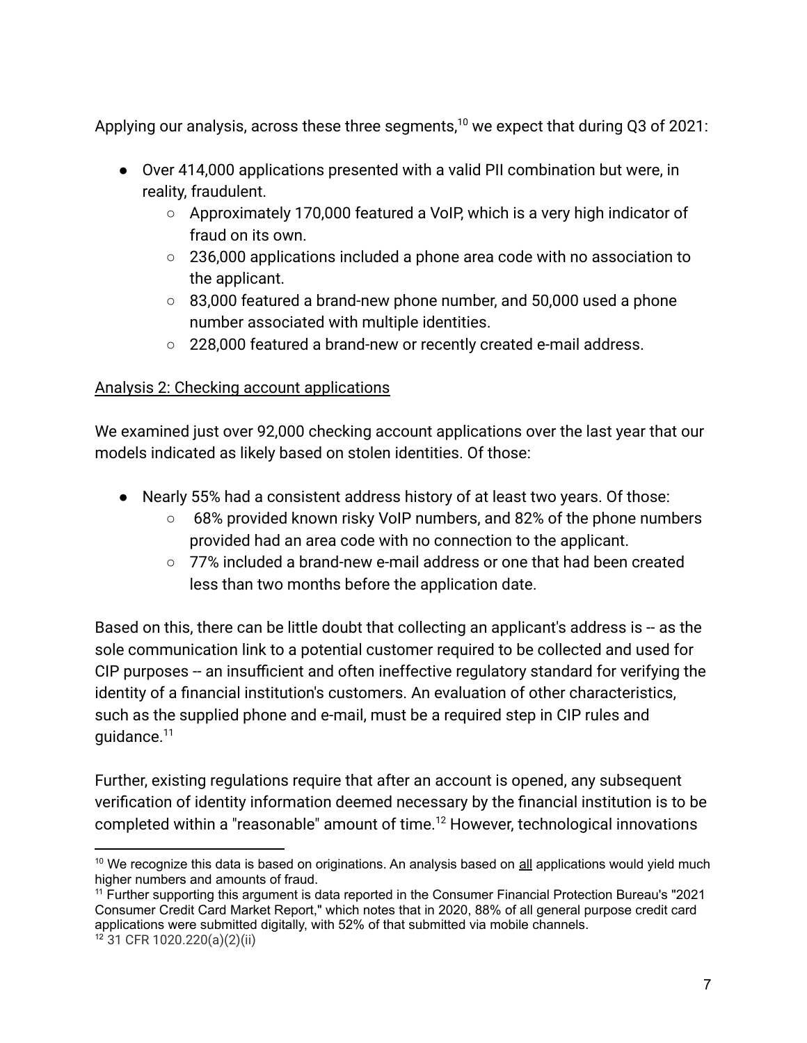Applying our analysis, across these three segments,[10] we expect that during Q3 of 2021:

- Over 414,000 applications presented with a valid PII combination but were, in reality, fraudulent.
    - Approximately 170,000 featured a VoIP, which is a very high indicator of fraud on its own.
    - 236,000 applications included a phone area code with no association to the applicant.
    - 83,000 featured a brand-new phone number, and 50,000 used a phone number associated with multiple identities.
    - 228,000 featured a brand-new or recently created e-mail address.

Analysis 2: Checking account applications

We examined just over 92,000 checking account applications over the last year that our models indicated as likely based on stolen identities. Of those:

- Nearly 55% had a consistent address history of at least two years. Of those:
    - 68% provided known risky VoIP numbers, and 82% of the phone numbers provided had an area code with no connection to the applicant.
    - 77% included a brand-new e-mail address or one that had been created less than two months before the application date.

Based on this, there can be little doubt that collecting an applicant's address is -- as the sole communication link to a potential customer required to be collected and used for CIP purposes -- an insufficient and often ineffective regulatory standard for verifying the identity of a financial institution's customers. An evaluation of other characteristics, such as the supplied phone and e-mail, must be a required step in CIP rules and guidance.[11]

Further, existing regulations require that after an account is opened, any subsequent verification of identity information deemed necessary by the financial institution is to be completed within a "reasonable" amount of time.[12] However, technological innovations

---

[10] We recognize this data is based on originations. An analysis based on all applications would yield much higher numbers and amounts of fraud.

[11] Further supporting this argument is data reported in the Consumer Financial Protection Bureau's "2021 Consumer Credit Card Market Report," which notes that in 2020, 88% of all general purpose credit card applications were submitted digitally, with 52% of that submitted via mobile channels.

[12] 31 CFR 1020.220(a)(2)(ii)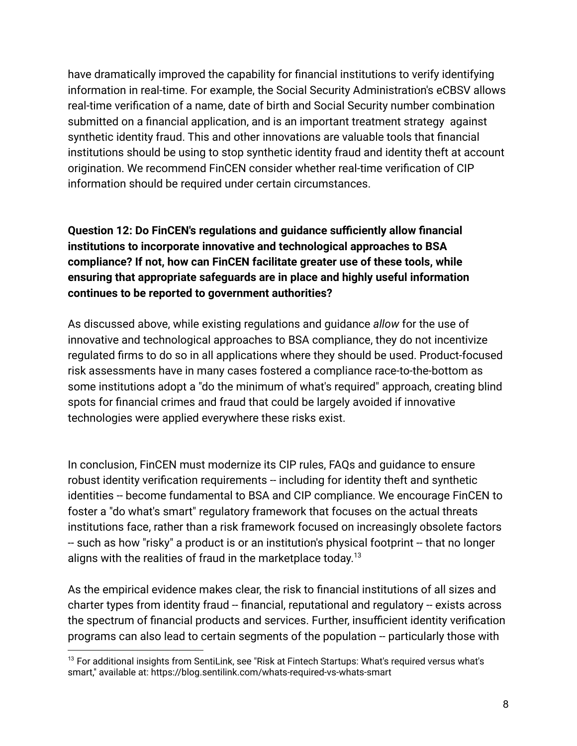have dramatically improved the capability for financial institutions to verify identifying information in real-time. For example, the Social Security Administration's eCBSV allows real-time verification of a name, date of birth and Social Security number combination submitted on a financial application, and is an important treatment strategy against synthetic identity fraud. This and other innovations are valuable tools that financial institutions should be using to stop synthetic identity fraud and identity theft at account origination. We recommend FinCEN consider whether real-time verification of CIP information should be required under certain circumstances.

**Question 12: Do FinCEN's regulations and guidance sufficiently allow financial institutions to incorporate innovative and technological approaches to BSA compliance? If not, how can FinCEN facilitate greater use of these tools, while ensuring that appropriate safeguards are in place and highly useful information continues to be reported to government authorities?**

As discussed above, while existing regulations and guidance *allow* for the use of innovative and technological approaches to BSA compliance, they do not incentivize regulated firms to do so in all applications where they should be used. Product-focused risk assessments have in many cases fostered a compliance race-to-the-bottom as some institutions adopt a "do the minimum of what's required" approach, creating blind spots for financial crimes and fraud that could be largely avoided if innovative technologies were applied everywhere these risks exist.

In conclusion, FinCEN must modernize its CIP rules, FAQs and guidance to ensure robust identity verification requirements -- including for identity theft and synthetic identities -- become fundamental to BSA and CIP compliance. We encourage FinCEN to foster a "do what's smart" regulatory framework that focuses on the actual threats institutions face, rather than a risk framework focused on increasingly obsolete factors -- such as how "risky" a product is or an institution's physical footprint -- that no longer aligns with the realities of fraud in the marketplace today.[13]

As the empirical evidence makes clear, the risk to financial institutions of all sizes and charter types from identity fraud -- financial, reputational and regulatory -- exists across the spectrum of financial products and services. Further, insufficient identity verification programs can also lead to certain segments of the population -- particularly those with

---

[13] For additional insights from SentiLink, see "Risk at Fintech Startups: What's required versus what's smart," available at: https://blog.sentilink.com/whats-required-vs-whats-smart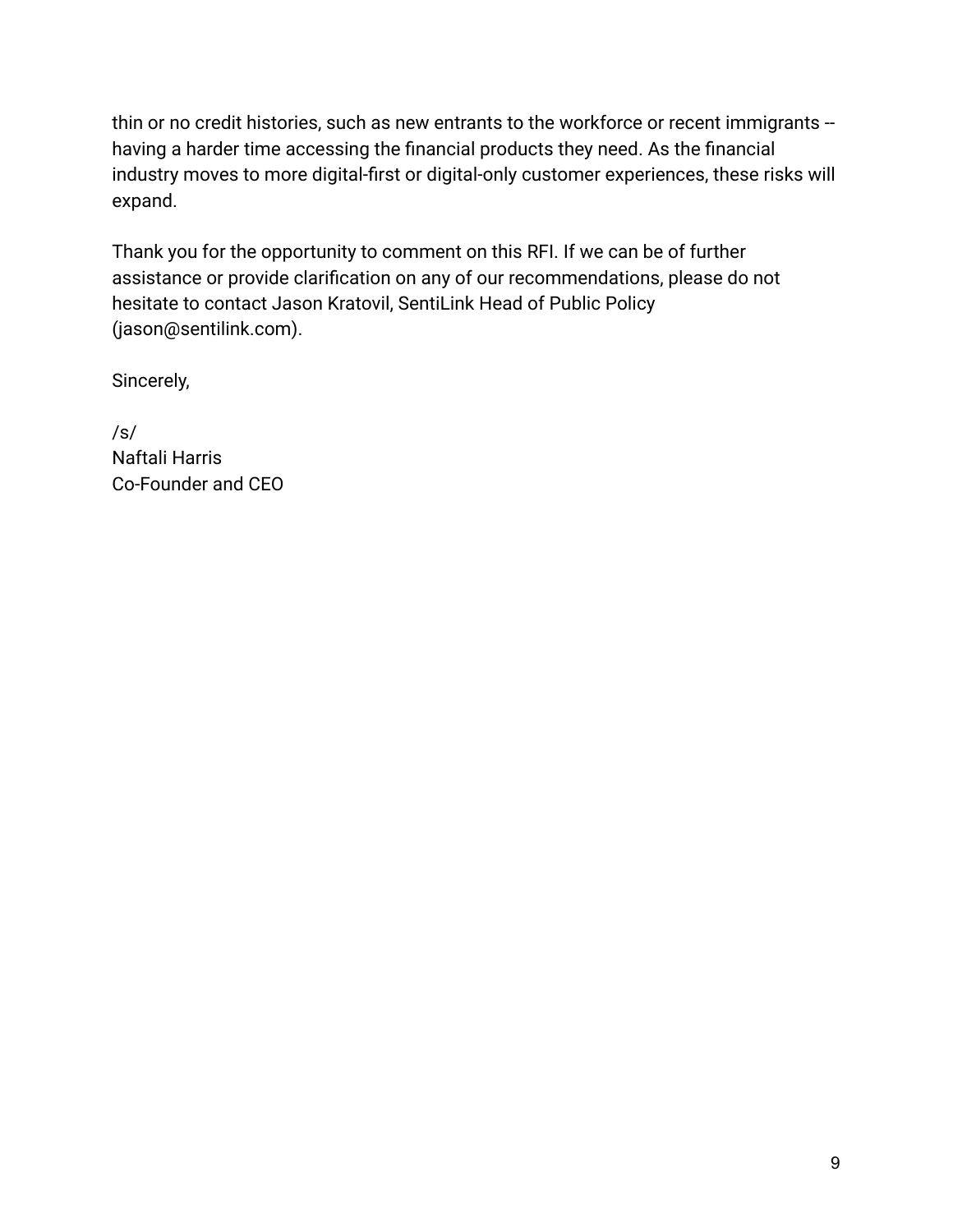thin or no credit histories, such as new entrants to the workforce or recent immigrants -- having a harder time accessing the financial products they need. As the financial industry moves to more digital-first or digital-only customer experiences, these risks will expand.

Thank you for the opportunity to comment on this RFI. If we can be of further assistance or provide clarification on any of our recommendations, please do not hesitate to contact Jason Kratovil, SentiLink Head of Public Policy (jason@sentilink.com).

Sincerely,

/s/
Naftali Harris
Co-Founder and CEO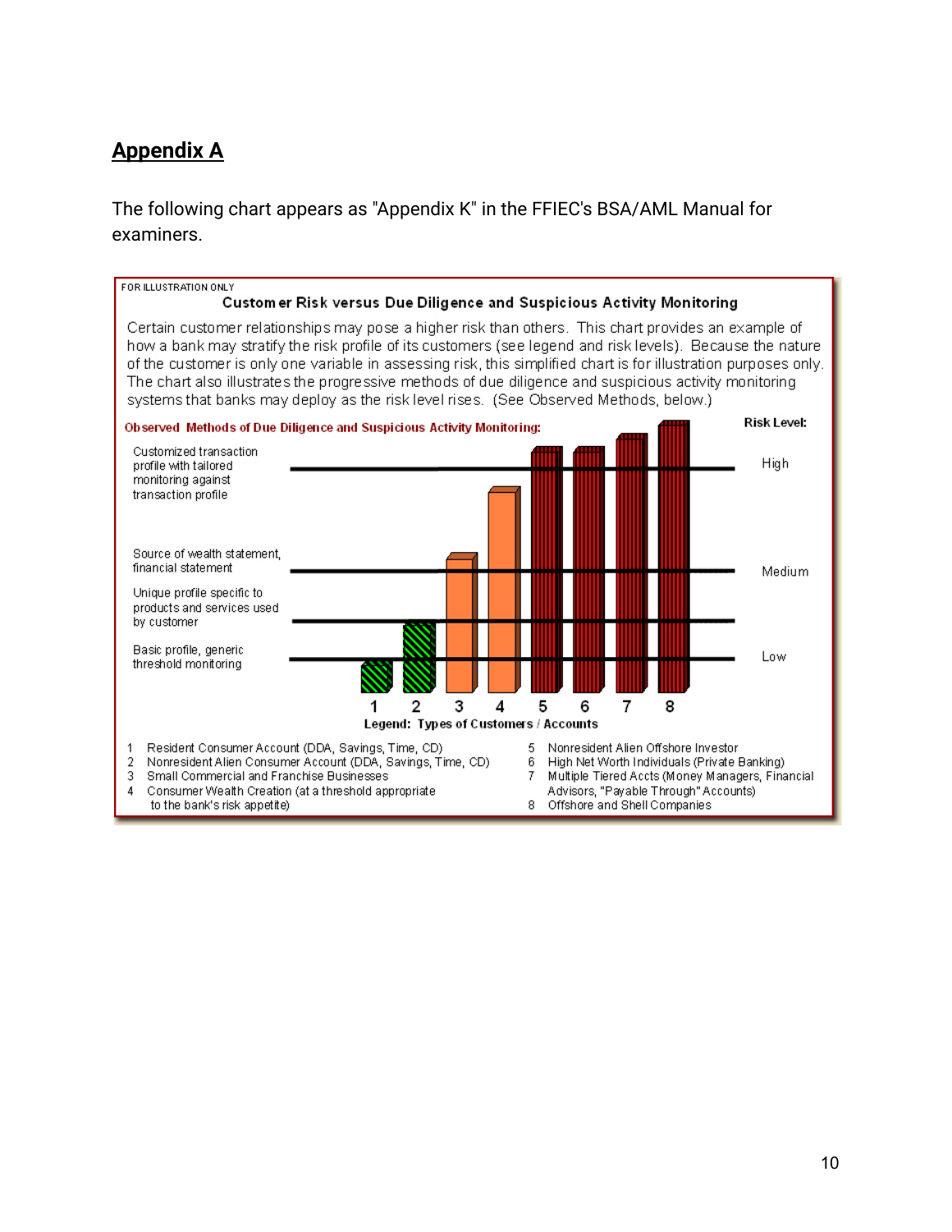## Appendix A

The following chart appears as "Appendix K" in the FFIEC's BSA/AML Manual for examiners.

FOR ILLUSTRATION ONLY

**Customer Risk versus Due Diligence and Suspicious Activity Monitoring**

Certain customer relationships may pose a higher risk than others. This chart provides an example of how a bank may stratify the risk profile of its customers (see legend and risk levels). Because the nature of the customer is only one variable in assessing risk, this simplified chart is for illustration purposes only. The chart also illustrates the progressive methods of due diligence and suspicious activity monitoring systems that banks may deploy as the risk level rises. (See Observed Methods, below.)

**Observed Methods of Due Diligence and Suspicious Activity Monitoring:**

Customized transaction profile with tailored monitoring against transaction profile

Source of wealth statement, financial statement

Unique profile specific to products and services used by customer

Basic profile, generic threshold monitoring

**Risk Level:**

High

Medium

Low

1 2 3 4 5 6 7 8

**Legend: Types of Customers / Accounts**

1. Resident Consumer Account (DDA, Savings, Time, CD)
2. Nonresident Alien Consumer Account (DDA, Savings, Time, CD)
3. Small Commercial and Franchise Businesses
4. Consumer Wealth Creation (at a threshold appropriate to the bank's risk appetite)
5. Nonresident Alien Offshore Investor
6. High Net Worth Individuals (Private Banking)
7. Multiple Tiered Accts (Money Managers, Financial Advisors, "Payable Through" Accounts)
8. Offshore and Shell Companies